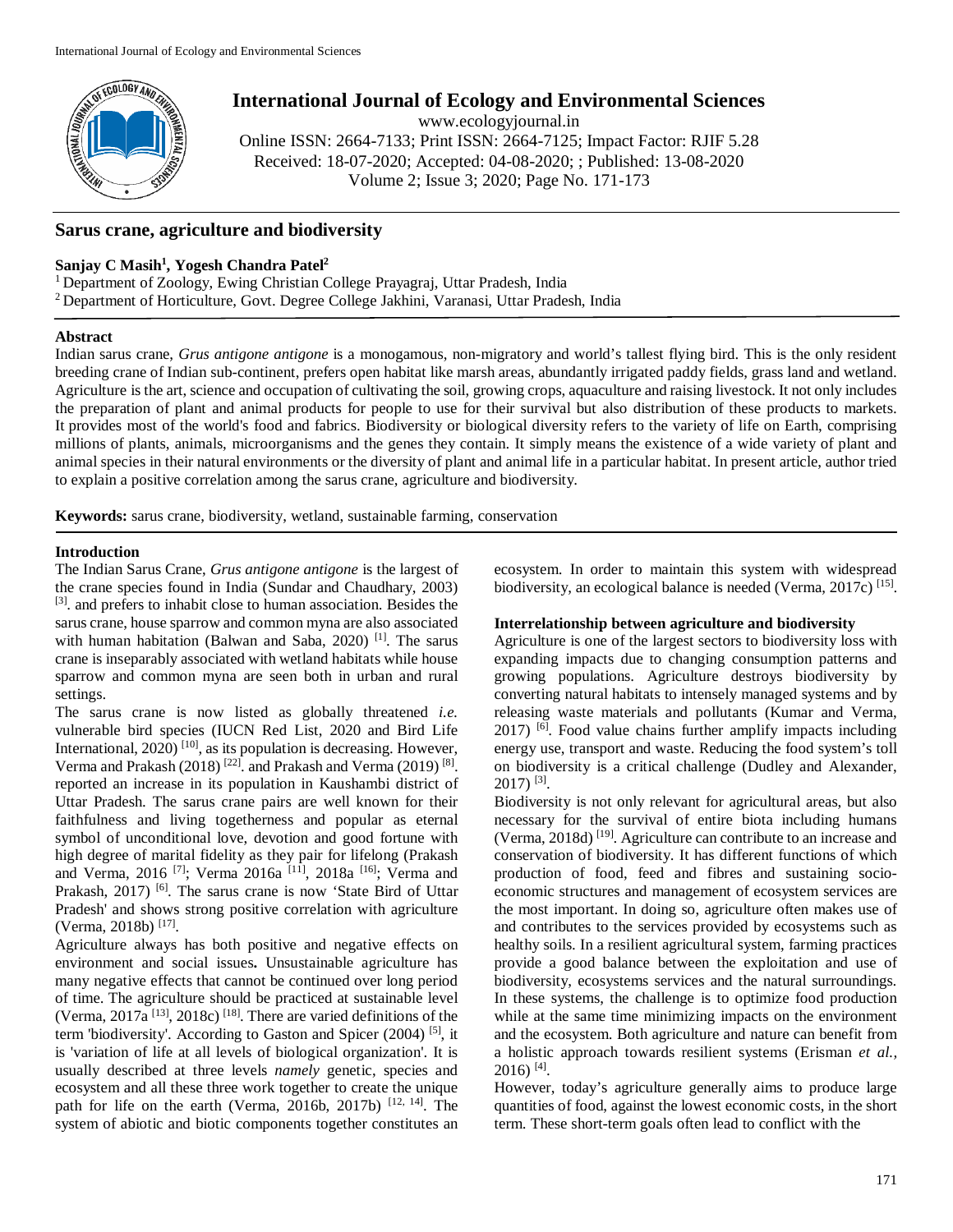# Sarus crane, agriculture and biodiversity

**Sanjay C Masih[1], Yogesh Chandra Patel[2]**

[1] Department of Zoology, Ewing Christian College Prayagraj, Uttar Pradesh, India
[2] Department of Horticulture, Govt. Degree College Jakhini, Varanasi, Uttar Pradesh, India

## Abstract

Indian sarus crane, *Grus antigone antigone* is a monogamous, non-migratory and world's tallest flying bird. This is the only resident breeding crane of Indian sub-continent, prefers open habitat like marsh areas, abundantly irrigated paddy fields, grass land and wetland. Agriculture is the art, science and occupation of cultivating the soil, growing crops, aquaculture and raising livestock. It not only includes the preparation of plant and animal products for people to use for their survival but also distribution of these products to markets. It provides most of the world's food and fabrics. Biodiversity or biological diversity refers to the variety of life on Earth, comprising millions of plants, animals, microorganisms and the genes they contain. It simply means the existence of a wide variety of plant and animal species in their natural environments or the diversity of plant and animal life in a particular habitat. In present article, author tried to explain a positive correlation among the sarus crane, agriculture and biodiversity.

**Keywords:** sarus crane, biodiversity, wetland, sustainable farming, conservation

## Introduction

The Indian Sarus Crane, *Grus antigone antigone* is the largest of the crane species found in India (Sundar and Chaudhary, 2003) [3]. and prefers to inhabit close to human association. Besides the sarus crane, house sparrow and common myna are also associated with human habitation (Balwan and Saba, 2020) [1]. The sarus crane is inseparably associated with wetland habitats while house sparrow and common myna are seen both in urban and rural settings.

The sarus crane is now listed as globally threatened *i.e.* vulnerable bird species (IUCN Red List, 2020 and Bird Life International, 2020) [10], as its population is decreasing. However, Verma and Prakash (2018) [22]. and Prakash and Verma (2019) [8]. reported an increase in its population in Kaushambi district of Uttar Pradesh. The sarus crane pairs are well known for their faithfulness and living togetherness and popular as eternal symbol of unconditional love, devotion and good fortune with high degree of marital fidelity as they pair for lifelong (Prakash and Verma, 2016 [7]; Verma 2016a [11], 2018a [16]; Verma and Prakash, 2017) [6]. The sarus crane is now 'State Bird of Uttar Pradesh' and shows strong positive correlation with agriculture (Verma, 2018b) [17].

Agriculture always has both positive and negative effects on environment and social issues**.** Unsustainable agriculture has many negative effects that cannot be continued over long period of time. The agriculture should be practiced at sustainable level (Verma, 2017a [13], 2018c) [18]. There are varied definitions of the term 'biodiversity'. According to Gaston and Spicer (2004) [5], it is 'variation of life at all levels of biological organization'. It is usually described at three levels *namely* genetic, species and ecosystem and all these three work together to create the unique path for life on the earth (Verma, 2016b, 2017b) [12, 14]. The system of abiotic and biotic components together constitutes an ecosystem. In order to maintain this system with widespread biodiversity, an ecological balance is needed (Verma, 2017c) [15].

### Interrelationship between agriculture and biodiversity

Agriculture is one of the largest sectors to biodiversity loss with expanding impacts due to changing consumption patterns and growing populations. Agriculture destroys biodiversity by converting natural habitats to intensely managed systems and by releasing waste materials and pollutants (Kumar and Verma, 2017) [6]. Food value chains further amplify impacts including energy use, transport and waste. Reducing the food system's toll on biodiversity is a critical challenge (Dudley and Alexander, 2017) [3].

Biodiversity is not only relevant for agricultural areas, but also necessary for the survival of entire biota including humans (Verma, 2018d) [19]. Agriculture can contribute to an increase and conservation of biodiversity. It has different functions of which production of food, feed and fibres and sustaining socio-economic structures and management of ecosystem services are the most important. In doing so, agriculture often makes use of and contributes to the services provided by ecosystems such as healthy soils. In a resilient agricultural system, farming practices provide a good balance between the exploitation and use of biodiversity, ecosystems services and the natural surroundings. In these systems, the challenge is to optimize food production while at the same time minimizing impacts on the environment and the ecosystem. Both agriculture and nature can benefit from a holistic approach towards resilient systems (Erisman *et al.*, 2016) [4].

However, today's agriculture generally aims to produce large quantities of food, against the lowest economic costs, in the short term. These short-term goals often lead to conflict with the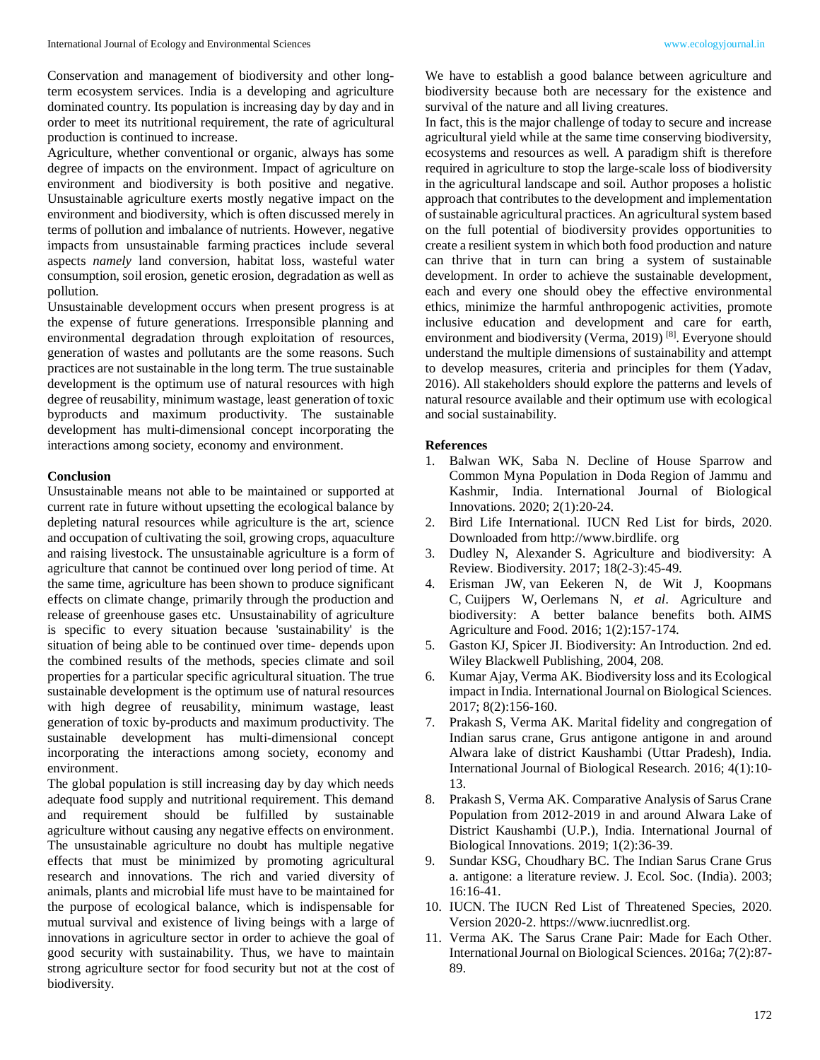Conservation and management of biodiversity and other long-term ecosystem services. India is a developing and agriculture dominated country. Its population is increasing day by day and in order to meet its nutritional requirement, the rate of agricultural production is continued to increase.

Agriculture, whether conventional or organic, always has some degree of impacts on the environment. Impact of agriculture on environment and biodiversity is both positive and negative. Unsustainable agriculture exerts mostly negative impact on the environment and biodiversity, which is often discussed merely in terms of pollution and imbalance of nutrients. However, negative impacts from unsustainable farming practices include several aspects *namely* land conversion, habitat loss, wasteful water consumption, soil erosion, genetic erosion, degradation as well as pollution.

Unsustainable development occurs when present progress is at the expense of future generations. Irresponsible planning and environmental degradation through exploitation of resources, generation of wastes and pollutants are the some reasons. Such practices are not sustainable in the long term. The true sustainable development is the optimum use of natural resources with high degree of reusability, minimum wastage, least generation of toxic byproducts and maximum productivity. The sustainable development has multi-dimensional concept incorporating the interactions among society, economy and environment.

## Conclusion

Unsustainable means not able to be maintained or supported at current rate in future without upsetting the ecological balance by depleting natural resources while agriculture is the art, science and occupation of cultivating the soil, growing crops, aquaculture and raising livestock. The unsustainable agriculture is a form of agriculture that cannot be continued over long period of time. At the same time, agriculture has been shown to produce significant effects on climate change, primarily through the production and release of greenhouse gases etc. Unsustainability of agriculture is specific to every situation because 'sustainability' is the situation of being able to be continued over time- depends upon the combined results of the methods, species climate and soil properties for a particular specific agricultural situation. The true sustainable development is the optimum use of natural resources with high degree of reusability, minimum wastage, least generation of toxic by-products and maximum productivity. The sustainable development has multi-dimensional concept incorporating the interactions among society, economy and environment.

The global population is still increasing day by day which needs adequate food supply and nutritional requirement. This demand and requirement should be fulfilled by sustainable agriculture without causing any negative effects on environment. The unsustainable agriculture no doubt has multiple negative effects that must be minimized by promoting agricultural research and innovations. The rich and varied diversity of animals, plants and microbial life must have to be maintained for the purpose of ecological balance, which is indispensable for mutual survival and existence of living beings with a large of innovations in agriculture sector in order to achieve the goal of good security with sustainability. Thus, we have to maintain strong agriculture sector for food security but not at the cost of biodiversity.

We have to establish a good balance between agriculture and biodiversity because both are necessary for the existence and survival of the nature and all living creatures.

In fact, this is the major challenge of today to secure and increase agricultural yield while at the same time conserving biodiversity, ecosystems and resources as well. A paradigm shift is therefore required in agriculture to stop the large-scale loss of biodiversity in the agricultural landscape and soil. Author proposes a holistic approach that contributes to the development and implementation of sustainable agricultural practices. An agricultural system based on the full potential of biodiversity provides opportunities to create a resilient system in which both food production and nature can thrive that in turn can bring a system of sustainable development. In order to achieve the sustainable development, each and every one should obey the effective environmental ethics, minimize the harmful anthropogenic activities, promote inclusive education and development and care for earth, environment and biodiversity (Verma, 2019) [8]. Everyone should understand the multiple dimensions of sustainability and attempt to develop measures, criteria and principles for them (Yadav, 2016). All stakeholders should explore the patterns and levels of natural resource available and their optimum use with ecological and social sustainability.

## References

1. Balwan WK, Saba N. Decline of House Sparrow and Common Myna Population in Doda Region of Jammu and Kashmir, India. International Journal of Biological Innovations. 2020; 2(1):20-24.
2. Bird Life International. IUCN Red List for birds, 2020. Downloaded from http://www.birdlife. org
3. Dudley N, Alexander S. Agriculture and biodiversity: A Review. Biodiversity. 2017; 18(2-3):45-49.
4. Erisman JW, van Eekeren N, de Wit J, Koopmans C, Cuijpers W, Oerlemans N, *et al*. Agriculture and biodiversity: A better balance benefits both. AIMS Agriculture and Food. 2016; 1(2):157-174.
5. Gaston KJ, Spicer JI. Biodiversity: An Introduction. 2nd ed. Wiley Blackwell Publishing, 2004, 208.
6. Kumar Ajay, Verma AK. Biodiversity loss and its Ecological impact in India. International Journal on Biological Sciences. 2017; 8(2):156-160.
7. Prakash S, Verma AK. Marital fidelity and congregation of Indian sarus crane, Grus antigone antigone in and around Alwara lake of district Kaushambi (Uttar Pradesh), India. International Journal of Biological Research. 2016; 4(1):10-13.
8. Prakash S, Verma AK. Comparative Analysis of Sarus Crane Population from 2012-2019 in and around Alwara Lake of District Kaushambi (U.P.), India. International Journal of Biological Innovations. 2019; 1(2):36-39.
9. Sundar KSG, Choudhary BC. The Indian Sarus Crane Grus a. antigone: a literature review. J. Ecol. Soc. (India). 2003; 16:16-41.
10. IUCN. The IUCN Red List of Threatened Species, 2020. Version 2020-2. https://www.iucnredlist.org.
11. Verma AK. The Sarus Crane Pair: Made for Each Other. International Journal on Biological Sciences. 2016a; 7(2):87-89.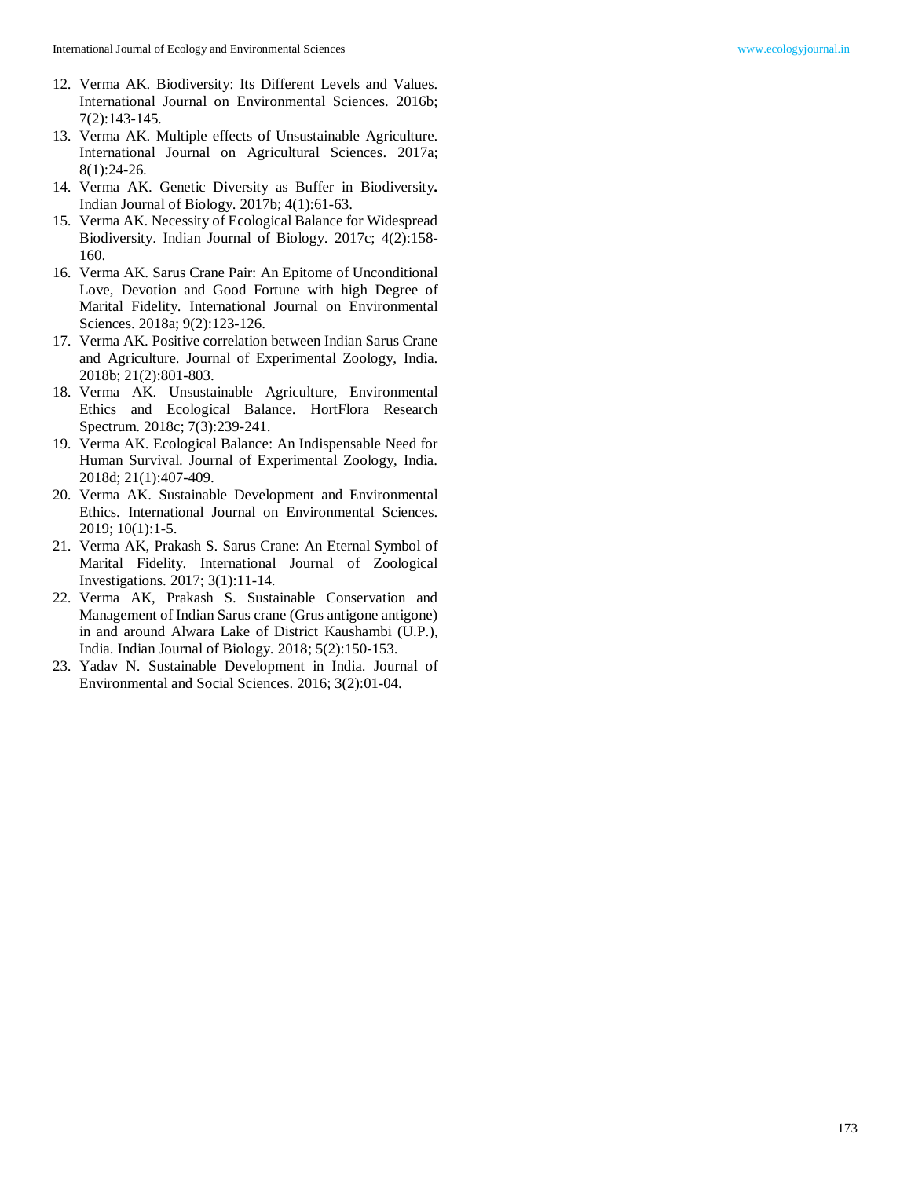12. Verma AK. Biodiversity: Its Different Levels and Values. International Journal on Environmental Sciences. 2016b; 7(2):143-145.
13. Verma AK. Multiple effects of Unsustainable Agriculture. International Journal on Agricultural Sciences. 2017a; 8(1):24-26.
14. Verma AK. Genetic Diversity as Buffer in Biodiversity**.** Indian Journal of Biology. 2017b; 4(1):61-63.
15. Verma AK. Necessity of Ecological Balance for Widespread Biodiversity. Indian Journal of Biology. 2017c; 4(2):158-160.
16. Verma AK. Sarus Crane Pair: An Epitome of Unconditional Love, Devotion and Good Fortune with high Degree of Marital Fidelity. International Journal on Environmental Sciences. 2018a; 9(2):123-126.
17. Verma AK. Positive correlation between Indian Sarus Crane and Agriculture. Journal of Experimental Zoology, India. 2018b; 21(2):801-803.
18. Verma AK. Unsustainable Agriculture, Environmental Ethics and Ecological Balance. HortFlora Research Spectrum. 2018c; 7(3):239-241.
19. Verma AK. Ecological Balance: An Indispensable Need for Human Survival. Journal of Experimental Zoology, India. 2018d; 21(1):407-409.
20. Verma AK. Sustainable Development and Environmental Ethics. International Journal on Environmental Sciences. 2019; 10(1):1-5.
21. Verma AK, Prakash S. Sarus Crane: An Eternal Symbol of Marital Fidelity. International Journal of Zoological Investigations. 2017; 3(1):11-14.
22. Verma AK, Prakash S. Sustainable Conservation and Management of Indian Sarus crane (Grus antigone antigone) in and around Alwara Lake of District Kaushambi (U.P.), India. Indian Journal of Biology. 2018; 5(2):150-153.
23. Yadav N. Sustainable Development in India. Journal of Environmental and Social Sciences. 2016; 3(2):01-04.